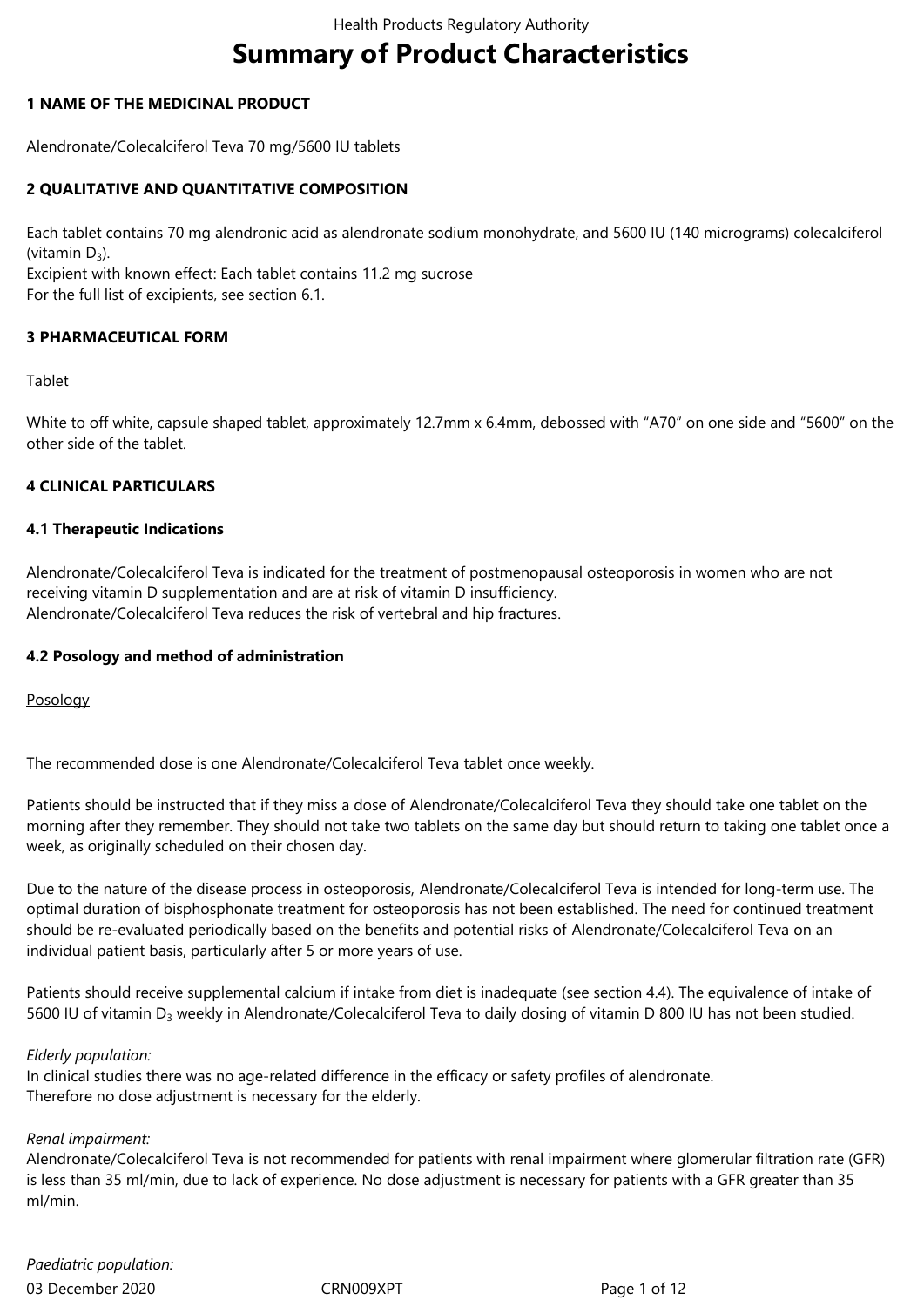# Summary of Product Characteristics

## 1 NAME OF THE MEDICINAL PRODUCT

Alendronate/Colecalciferol Teva 70 mg/5600 IU tablets

## 2 QUALITATIVE AND QUANTITATIVE COMPOSITION

Each tablet contains 70 mg alendronic acid as alendronate sodium monohydrate, and 5600 IU (140 micrograms) colecalciferol (vitamin $D_3$).
Excipient with known effect: Each tablet contains 11.2 mg sucrose
For the full list of excipients, see section 6.1.

## 3 PHARMACEUTICAL FORM

Tablet

White to off white, capsule shaped tablet, approximately 12.7mm x 6.4mm, debossed with "A70" on one side and "5600" on the other side of the tablet.

## 4 CLINICAL PARTICULARS

### 4.1 Therapeutic Indications

Alendronate/Colecalciferol Teva is indicated for the treatment of postmenopausal osteoporosis in women who are not receiving vitamin D supplementation and are at risk of vitamin D insufficiency.
Alendronate/Colecalciferol Teva reduces the risk of vertebral and hip fractures.

### 4.2 Posology and method of administration

Posology

The recommended dose is one Alendronate/Colecalciferol Teva tablet once weekly.

Patients should be instructed that if they miss a dose of Alendronate/Colecalciferol Teva they should take one tablet on the morning after they remember. They should not take two tablets on the same day but should return to taking one tablet once a week, as originally scheduled on their chosen day.

Due to the nature of the disease process in osteoporosis, Alendronate/Colecalciferol Teva is intended for long-term use. The optimal duration of bisphosphonate treatment for osteoporosis has not been established. The need for continued treatment should be re-evaluated periodically based on the benefits and potential risks of Alendronate/Colecalciferol Teva on an individual patient basis, particularly after 5 or more years of use.

Patients should receive supplemental calcium if intake from diet is inadequate (see section 4.4). The equivalence of intake of 5600 IU of vitamin $D_3$ weekly in Alendronate/Colecalciferol Teva to daily dosing of vitamin D 800 IU has not been studied.

*Elderly population:*
In clinical studies there was no age-related difference in the efficacy or safety profiles of alendronate.
Therefore no dose adjustment is necessary for the elderly.

*Renal impairment:*
Alendronate/Colecalciferol Teva is not recommended for patients with renal impairment where glomerular filtration rate (GFR) is less than 35 ml/min, due to lack of experience. No dose adjustment is necessary for patients with a GFR greater than 35 ml/min.

*Paediatric population:*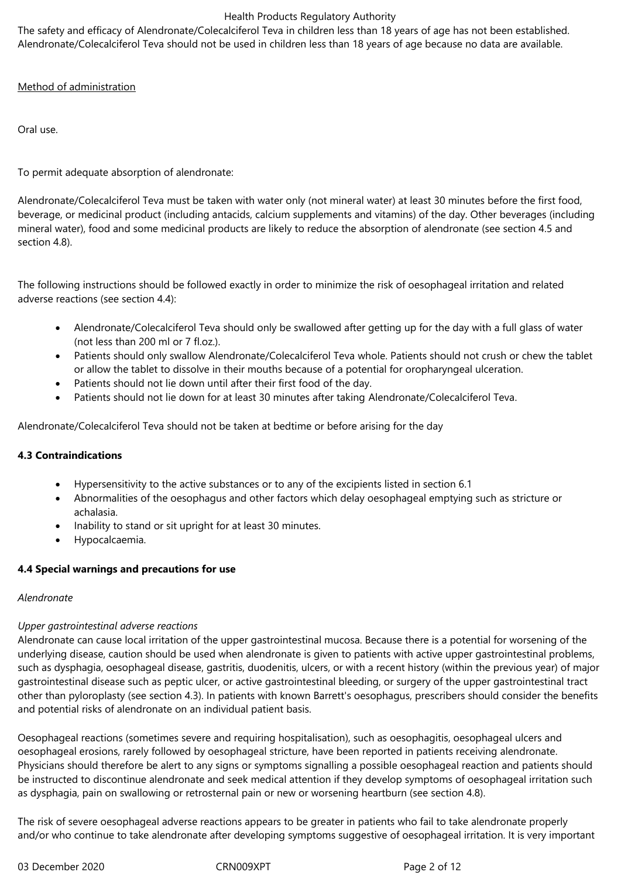The safety and efficacy of Alendronate/Colecalciferol Teva in children less than 18 years of age has not been established. Alendronate/Colecalciferol Teva should not be used in children less than 18 years of age because no data are available.

Method of administration

Oral use.

To permit adequate absorption of alendronate:

Alendronate/Colecalciferol Teva must be taken with water only (not mineral water) at least 30 minutes before the first food, beverage, or medicinal product (including antacids, calcium supplements and vitamins) of the day. Other beverages (including mineral water), food and some medicinal products are likely to reduce the absorption of alendronate (see section 4.5 and section 4.8).

The following instructions should be followed exactly in order to minimize the risk of oesophageal irritation and related adverse reactions (see section 4.4):

- Alendronate/Colecalciferol Teva should only be swallowed after getting up for the day with a full glass of water (not less than 200 ml or 7 fl.oz.).
- Patients should only swallow Alendronate/Colecalciferol Teva whole. Patients should not crush or chew the tablet or allow the tablet to dissolve in their mouths because of a potential for oropharyngeal ulceration.
- Patients should not lie down until after their first food of the day.
- Patients should not lie down for at least 30 minutes after taking Alendronate/Colecalciferol Teva.

Alendronate/Colecalciferol Teva should not be taken at bedtime or before arising for the day

### 4.3 Contraindications

- Hypersensitivity to the active substances or to any of the excipients listed in section 6.1
- Abnormalities of the oesophagus and other factors which delay oesophageal emptying such as stricture or achalasia.
- Inability to stand or sit upright for at least 30 minutes.
- Hypocalcaemia.

### 4.4 Special warnings and precautions for use

*Alendronate*

*Upper gastrointestinal adverse reactions*

Alendronate can cause local irritation of the upper gastrointestinal mucosa. Because there is a potential for worsening of the underlying disease, caution should be used when alendronate is given to patients with active upper gastrointestinal problems, such as dysphagia, oesophageal disease, gastritis, duodenitis, ulcers, or with a recent history (within the previous year) of major gastrointestinal disease such as peptic ulcer, or active gastrointestinal bleeding, or surgery of the upper gastrointestinal tract other than pyloroplasty (see section 4.3). In patients with known Barrett's oesophagus, prescribers should consider the benefits and potential risks of alendronate on an individual patient basis.

Oesophageal reactions (sometimes severe and requiring hospitalisation), such as oesophagitis, oesophageal ulcers and oesophageal erosions, rarely followed by oesophageal stricture, have been reported in patients receiving alendronate. Physicians should therefore be alert to any signs or symptoms signalling a possible oesophageal reaction and patients should be instructed to discontinue alendronate and seek medical attention if they develop symptoms of oesophageal irritation such as dysphagia, pain on swallowing or retrosternal pain or new or worsening heartburn (see section 4.8).

The risk of severe oesophageal adverse reactions appears to be greater in patients who fail to take alendronate properly and/or who continue to take alendronate after developing symptoms suggestive of oesophageal irritation. It is very important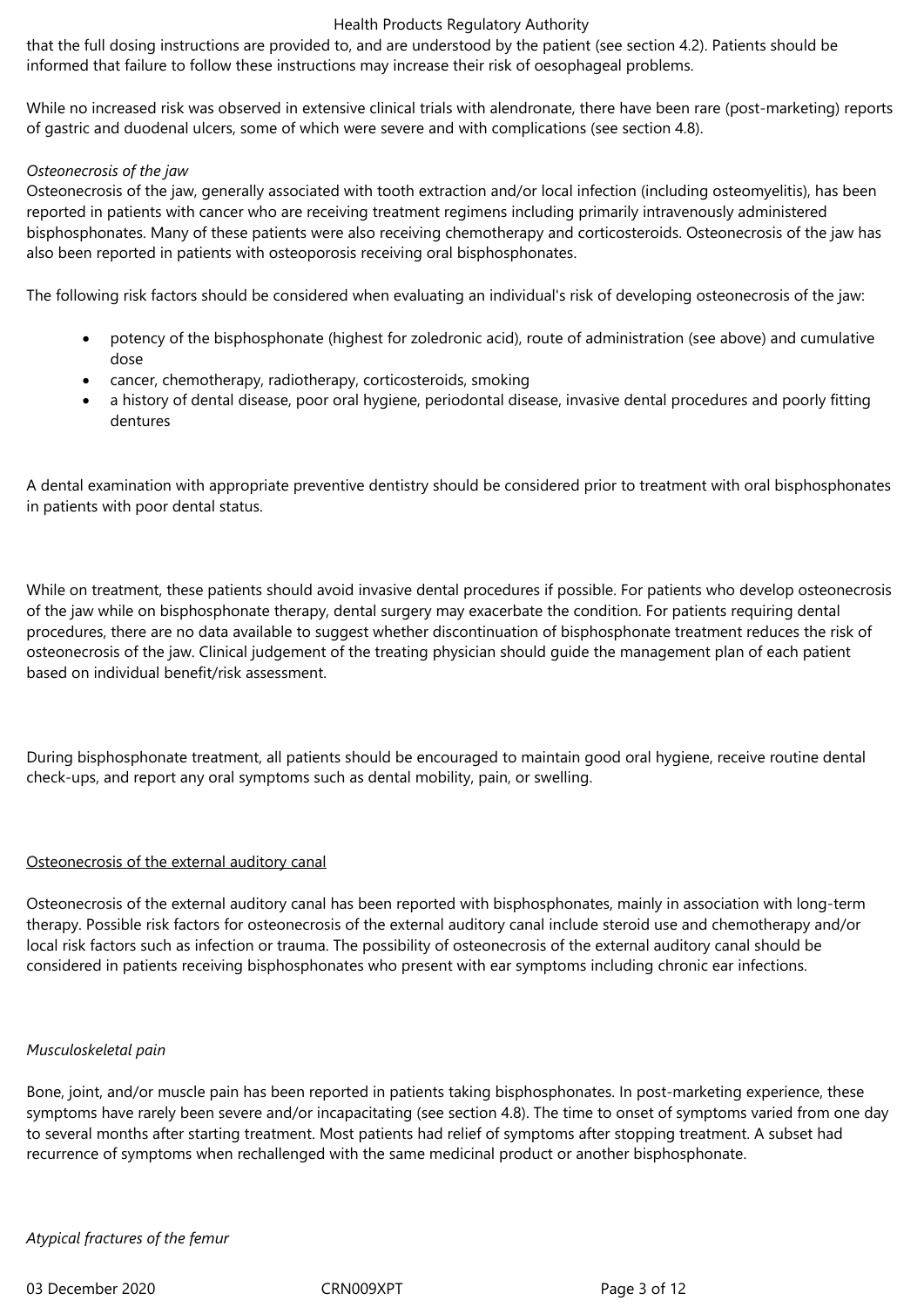that the full dosing instructions are provided to, and are understood by the patient (see section 4.2). Patients should be informed that failure to follow these instructions may increase their risk of oesophageal problems.

While no increased risk was observed in extensive clinical trials with alendronate, there have been rare (post-marketing) reports of gastric and duodenal ulcers, some of which were severe and with complications (see section 4.8).

*Osteonecrosis of the jaw*

Osteonecrosis of the jaw, generally associated with tooth extraction and/or local infection (including osteomyelitis), has been reported in patients with cancer who are receiving treatment regimens including primarily intravenously administered bisphosphonates. Many of these patients were also receiving chemotherapy and corticosteroids. Osteonecrosis of the jaw has also been reported in patients with osteoporosis receiving oral bisphosphonates.

The following risk factors should be considered when evaluating an individual's risk of developing osteonecrosis of the jaw:

- potency of the bisphosphonate (highest for zoledronic acid), route of administration (see above) and cumulative dose
- cancer, chemotherapy, radiotherapy, corticosteroids, smoking
- a history of dental disease, poor oral hygiene, periodontal disease, invasive dental procedures and poorly fitting dentures

A dental examination with appropriate preventive dentistry should be considered prior to treatment with oral bisphosphonates in patients with poor dental status.

While on treatment, these patients should avoid invasive dental procedures if possible. For patients who develop osteonecrosis of the jaw while on bisphosphonate therapy, dental surgery may exacerbate the condition. For patients requiring dental procedures, there are no data available to suggest whether discontinuation of bisphosphonate treatment reduces the risk of osteonecrosis of the jaw. Clinical judgement of the treating physician should guide the management plan of each patient based on individual benefit/risk assessment.

During bisphosphonate treatment, all patients should be encouraged to maintain good oral hygiene, receive routine dental check-ups, and report any oral symptoms such as dental mobility, pain, or swelling.

Osteonecrosis of the external auditory canal

Osteonecrosis of the external auditory canal has been reported with bisphosphonates, mainly in association with long-term therapy. Possible risk factors for osteonecrosis of the external auditory canal include steroid use and chemotherapy and/or local risk factors such as infection or trauma. The possibility of osteonecrosis of the external auditory canal should be considered in patients receiving bisphosphonates who present with ear symptoms including chronic ear infections.

*Musculoskeletal pain*

Bone, joint, and/or muscle pain has been reported in patients taking bisphosphonates. In post-marketing experience, these symptoms have rarely been severe and/or incapacitating (see section 4.8). The time to onset of symptoms varied from one day to several months after starting treatment. Most patients had relief of symptoms after stopping treatment. A subset had recurrence of symptoms when rechallenged with the same medicinal product or another bisphosphonate.

*Atypical fractures of the femur*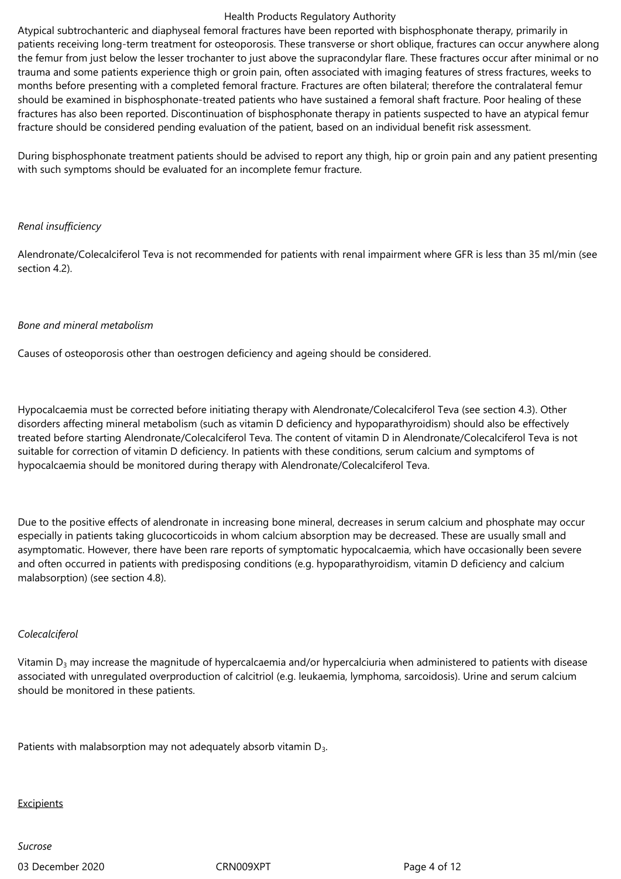Atypical subtrochanteric and diaphyseal femoral fractures have been reported with bisphosphonate therapy, primarily in patients receiving long-term treatment for osteoporosis. These transverse or short oblique, fractures can occur anywhere along the femur from just below the lesser trochanter to just above the supracondylar flare. These fractures occur after minimal or no trauma and some patients experience thigh or groin pain, often associated with imaging features of stress fractures, weeks to months before presenting with a completed femoral fracture. Fractures are often bilateral; therefore the contralateral femur should be examined in bisphosphonate-treated patients who have sustained a femoral shaft fracture. Poor healing of these fractures has also been reported. Discontinuation of bisphosphonate therapy in patients suspected to have an atypical femur fracture should be considered pending evaluation of the patient, based on an individual benefit risk assessment.

During bisphosphonate treatment patients should be advised to report any thigh, hip or groin pain and any patient presenting with such symptoms should be evaluated for an incomplete femur fracture.

*Renal insufficiency*

Alendronate/Colecalciferol Teva is not recommended for patients with renal impairment where GFR is less than 35 ml/min (see section 4.2).

*Bone and mineral metabolism*

Causes of osteoporosis other than oestrogen deficiency and ageing should be considered.

Hypocalcaemia must be corrected before initiating therapy with Alendronate/Colecalciferol Teva (see section 4.3). Other disorders affecting mineral metabolism (such as vitamin D deficiency and hypoparathyroidism) should also be effectively treated before starting Alendronate/Colecalciferol Teva. The content of vitamin D in Alendronate/Colecalciferol Teva is not suitable for correction of vitamin D deficiency. In patients with these conditions, serum calcium and symptoms of hypocalcaemia should be monitored during therapy with Alendronate/Colecalciferol Teva.

Due to the positive effects of alendronate in increasing bone mineral, decreases in serum calcium and phosphate may occur especially in patients taking glucocorticoids in whom calcium absorption may be decreased. These are usually small and asymptomatic. However, there have been rare reports of symptomatic hypocalcaemia, which have occasionally been severe and often occurred in patients with predisposing conditions (e.g. hypoparathyroidism, vitamin D deficiency and calcium malabsorption) (see section 4.8).

*Colecalciferol*

Vitamin $D_3$ may increase the magnitude of hypercalcaemia and/or hypercalciuria when administered to patients with disease associated with unregulated overproduction of calcitriol (e.g. leukaemia, lymphoma, sarcoidosis). Urine and serum calcium should be monitored in these patients.

Patients with malabsorption may not adequately absorb vitamin $D_3$.

<u>Excipients</u>

*Sucrose*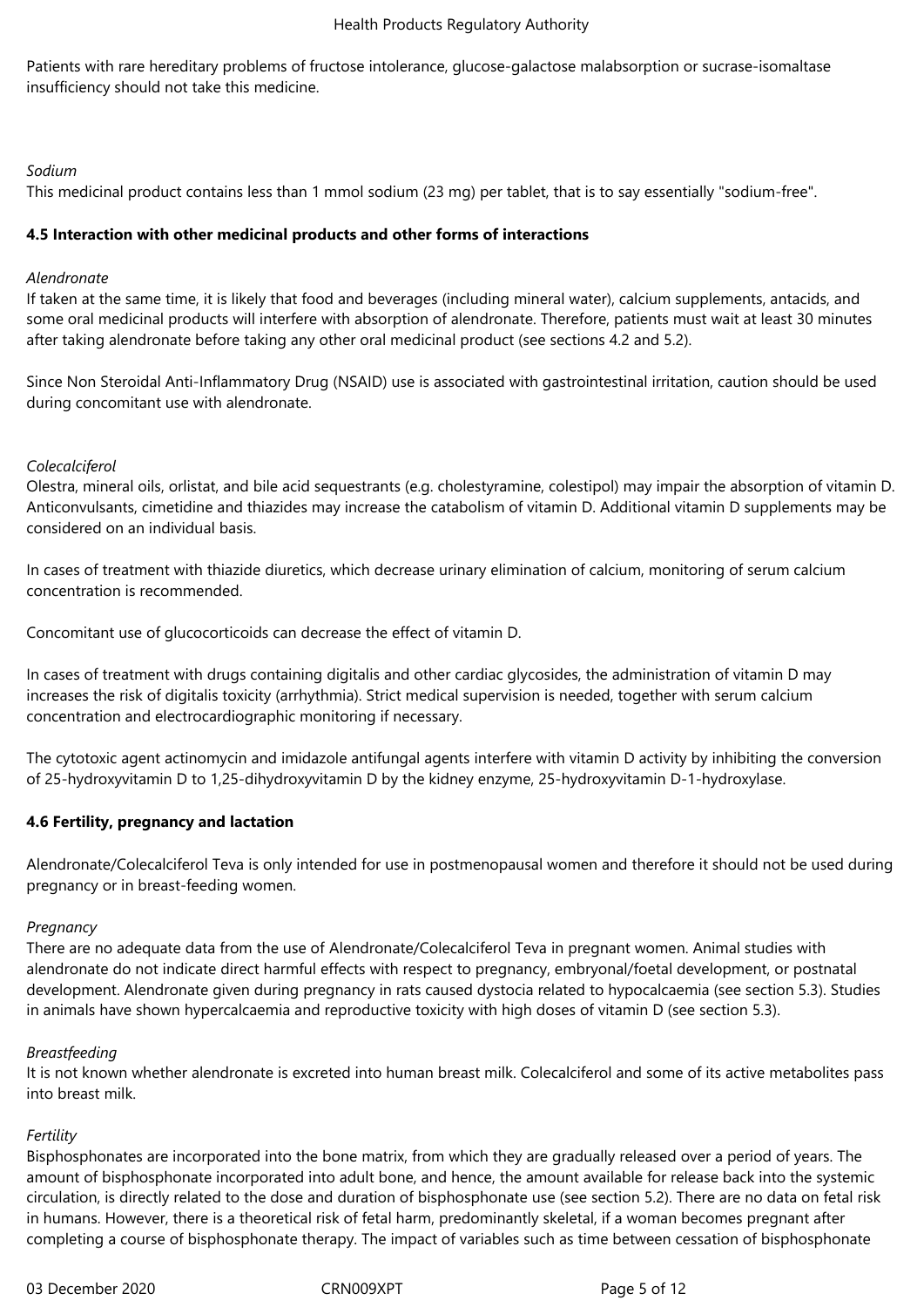Patients with rare hereditary problems of fructose intolerance, glucose-galactose malabsorption or sucrase-isomaltase insufficiency should not take this medicine.

*Sodium*

This medicinal product contains less than 1 mmol sodium (23 mg) per tablet, that is to say essentially "sodium-free".

**4.5 Interaction with other medicinal products and other forms of interactions**

*Alendronate*

If taken at the same time, it is likely that food and beverages (including mineral water), calcium supplements, antacids, and some oral medicinal products will interfere with absorption of alendronate. Therefore, patients must wait at least 30 minutes after taking alendronate before taking any other oral medicinal product (see sections 4.2 and 5.2).

Since Non Steroidal Anti-Inflammatory Drug (NSAID) use is associated with gastrointestinal irritation, caution should be used during concomitant use with alendronate.

*Colecalciferol*

Olestra, mineral oils, orlistat, and bile acid sequestrants (e.g. cholestyramine, colestipol) may impair the absorption of vitamin D. Anticonvulsants, cimetidine and thiazides may increase the catabolism of vitamin D. Additional vitamin D supplements may be considered on an individual basis.

In cases of treatment with thiazide diuretics, which decrease urinary elimination of calcium, monitoring of serum calcium concentration is recommended.

Concomitant use of glucocorticoids can decrease the effect of vitamin D.

In cases of treatment with drugs containing digitalis and other cardiac glycosides, the administration of vitamin D may increases the risk of digitalis toxicity (arrhythmia). Strict medical supervision is needed, together with serum calcium concentration and electrocardiographic monitoring if necessary.

The cytotoxic agent actinomycin and imidazole antifungal agents interfere with vitamin D activity by inhibiting the conversion of 25-hydroxyvitamin D to 1,25-dihydroxyvitamin D by the kidney enzyme, 25-hydroxyvitamin D-1-hydroxylase.

**4.6 Fertility, pregnancy and lactation**

Alendronate/Colecalciferol Teva is only intended for use in postmenopausal women and therefore it should not be used during pregnancy or in breast-feeding women.

*Pregnancy*

There are no adequate data from the use of Alendronate/Colecalciferol Teva in pregnant women. Animal studies with alendronate do not indicate direct harmful effects with respect to pregnancy, embryonal/foetal development, or postnatal development. Alendronate given during pregnancy in rats caused dystocia related to hypocalcaemia (see section 5.3). Studies in animals have shown hypercalcaemia and reproductive toxicity with high doses of vitamin D (see section 5.3).

*Breastfeeding*

It is not known whether alendronate is excreted into human breast milk. Colecalciferol and some of its active metabolites pass into breast milk.

*Fertility*

Bisphosphonates are incorporated into the bone matrix, from which they are gradually released over a period of years. The amount of bisphosphonate incorporated into adult bone, and hence, the amount available for release back into the systemic circulation, is directly related to the dose and duration of bisphosphonate use (see section 5.2). There are no data on fetal risk in humans. However, there is a theoretical risk of fetal harm, predominantly skeletal, if a woman becomes pregnant after completing a course of bisphosphonate therapy. The impact of variables such as time between cessation of bisphosphonate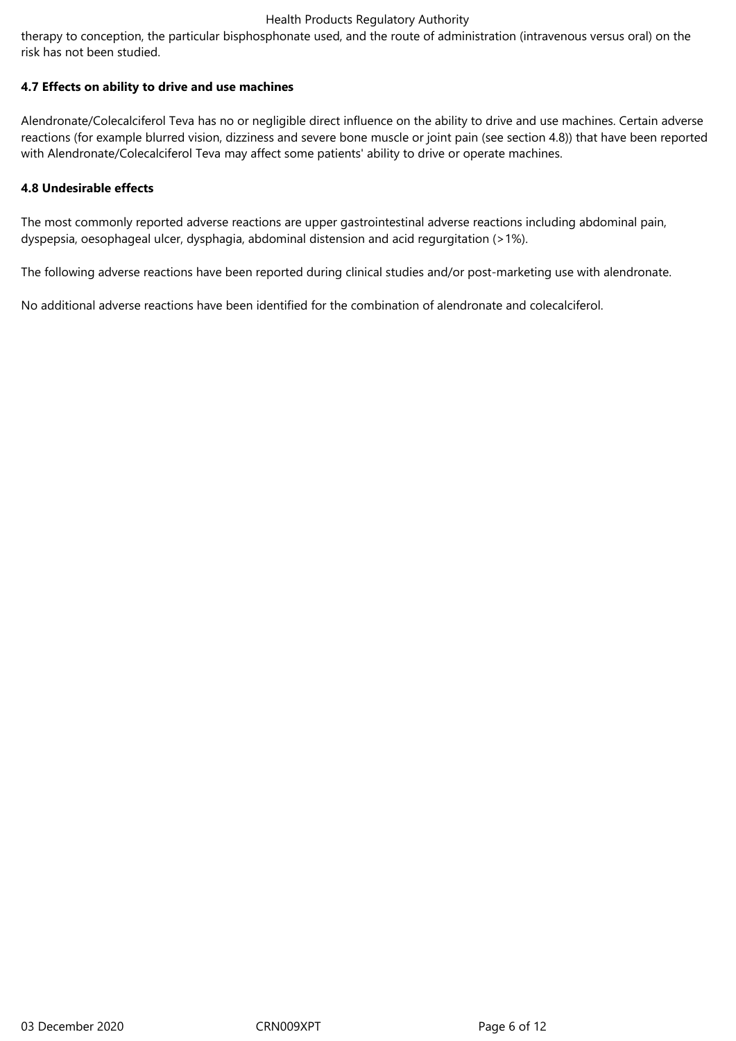therapy to conception, the particular bisphosphonate used, and the route of administration (intravenous versus oral) on the risk has not been studied.

**4.7 Effects on ability to drive and use machines**

Alendronate/Colecalciferol Teva has no or negligible direct influence on the ability to drive and use machines. Certain adverse reactions (for example blurred vision, dizziness and severe bone muscle or joint pain (see section 4.8)) that have been reported with Alendronate/Colecalciferol Teva may affect some patients' ability to drive or operate machines.

**4.8 Undesirable effects**

The most commonly reported adverse reactions are upper gastrointestinal adverse reactions including abdominal pain, dyspepsia, oesophageal ulcer, dysphagia, abdominal distension and acid regurgitation (>1%).

The following adverse reactions have been reported during clinical studies and/or post-marketing use with alendronate.

No additional adverse reactions have been identified for the combination of alendronate and colecalciferol.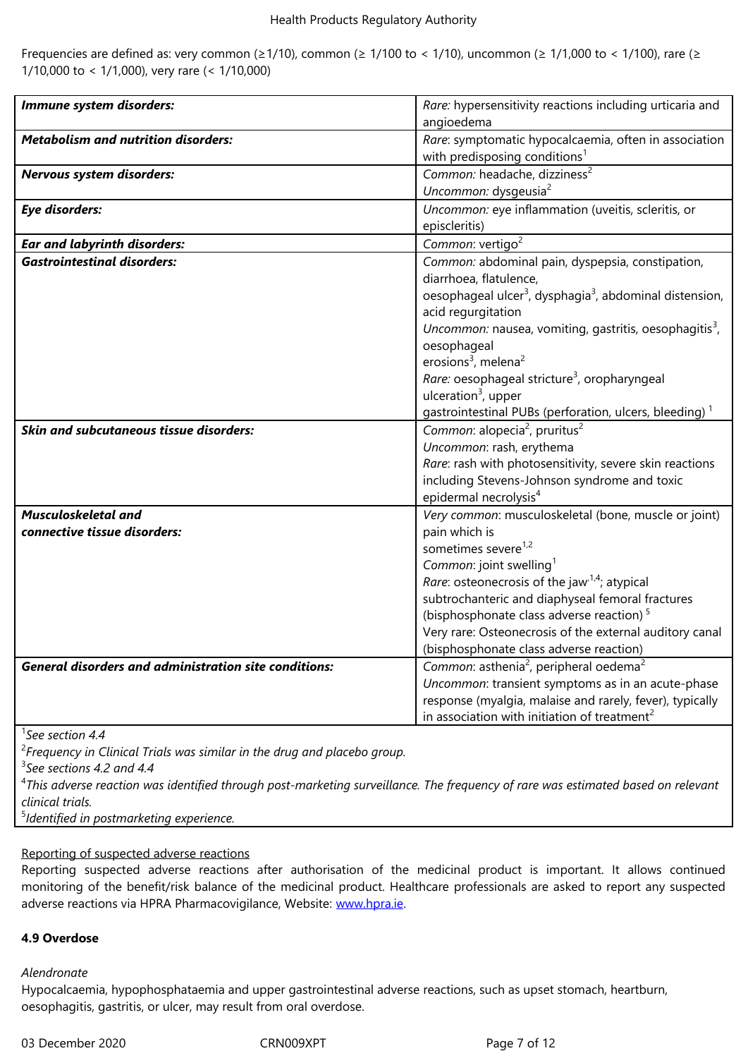Frequencies are defined as: very common (≥1/10), common (≥ 1/100 to < 1/10), uncommon (≥ 1/1,000 to < 1/100), rare (≥ 1/10,000 to < 1/1,000), very rare (< 1/10,000)

| | |
|---|---|
| ***Immune system disorders:*** | *Rare:* hypersensitivity reactions including urticaria and angioedema |
| ***Metabolism and nutrition disorders:*** | *Rare*: symptomatic hypocalcaemia, often in association with predisposing conditions[1] |
| ***Nervous system disorders:*** | *Common:* headache, dizziness[2]<br>*Uncommon:* dysgeusia[2] |
| ***Eye disorders:*** | *Uncommon:* eye inflammation (uveitis, scleritis, or episcleritis) |
| ***Ear and labyrinth disorders:*** | *Common*: vertigo[2] |
| ***Gastrointestinal disorders:*** | *Common:* abdominal pain, dyspepsia, constipation, diarrhoea, flatulence, oesophageal ulcer[3], dysphagia[3], abdominal distension, acid regurgitation<br>*Uncommon:* nausea, vomiting, gastritis, oesophagitis[3], oesophageal erosions[3], melena[2]<br>*Rare:* oesophageal stricture[3], oropharyngeal ulceration[3], upper gastrointestinal PUBs (perforation, ulcers, bleeding) [1] |
| ***Skin and subcutaneous tissue disorders:*** | *Common*: alopecia[2], pruritus[2]<br>*Uncommon*: rash, erythema<br>*Rare*: rash with photosensitivity, severe skin reactions including Stevens-Johnson syndrome and toxic epidermal necrolysis[4] |
| ***Musculoskeletal and connective tissue disorders:*** | *Very common*: musculoskeletal (bone, muscle or joint) pain which is sometimes severe[1,2]<br>*Common*: joint swelling[1]<br>*Rare*: osteonecrosis of the jaw[1,4]; atypical subtrochanteric and diaphyseal femoral fractures (bisphosphonate class adverse reaction) [5]<br>Very rare: Osteonecrosis of the external auditory canal (bisphosphonate class adverse reaction) |
| ***General disorders and administration site conditions:*** | *Common*: asthenia[2], peripheral oedema[2]<br>*Uncommon*: transient symptoms as in an acute-phase response (myalgia, malaise and rarely, fever), typically in association with initiation of treatment[2] |

[1]*See section 4.4*
[2]*Frequency in Clinical Trials was similar in the drug and placebo group.*
[3]*See sections 4.2 and 4.4*
[4]*This adverse reaction was identified through post-marketing surveillance. The frequency of rare was estimated based on relevant clinical trials.*
[5]*Identified in postmarketing experience.*

Reporting of suspected adverse reactions

Reporting suspected adverse reactions after authorisation of the medicinal product is important. It allows continued monitoring of the benefit/risk balance of the medicinal product. Healthcare professionals are asked to report any suspected adverse reactions via HPRA Pharmacovigilance, Website: www.hpra.ie.

### 4.9 Overdose

*Alendronate*

Hypocalcaemia, hypophosphataemia and upper gastrointestinal adverse reactions, such as upset stomach, heartburn, oesophagitis, gastritis, or ulcer, may result from oral overdose.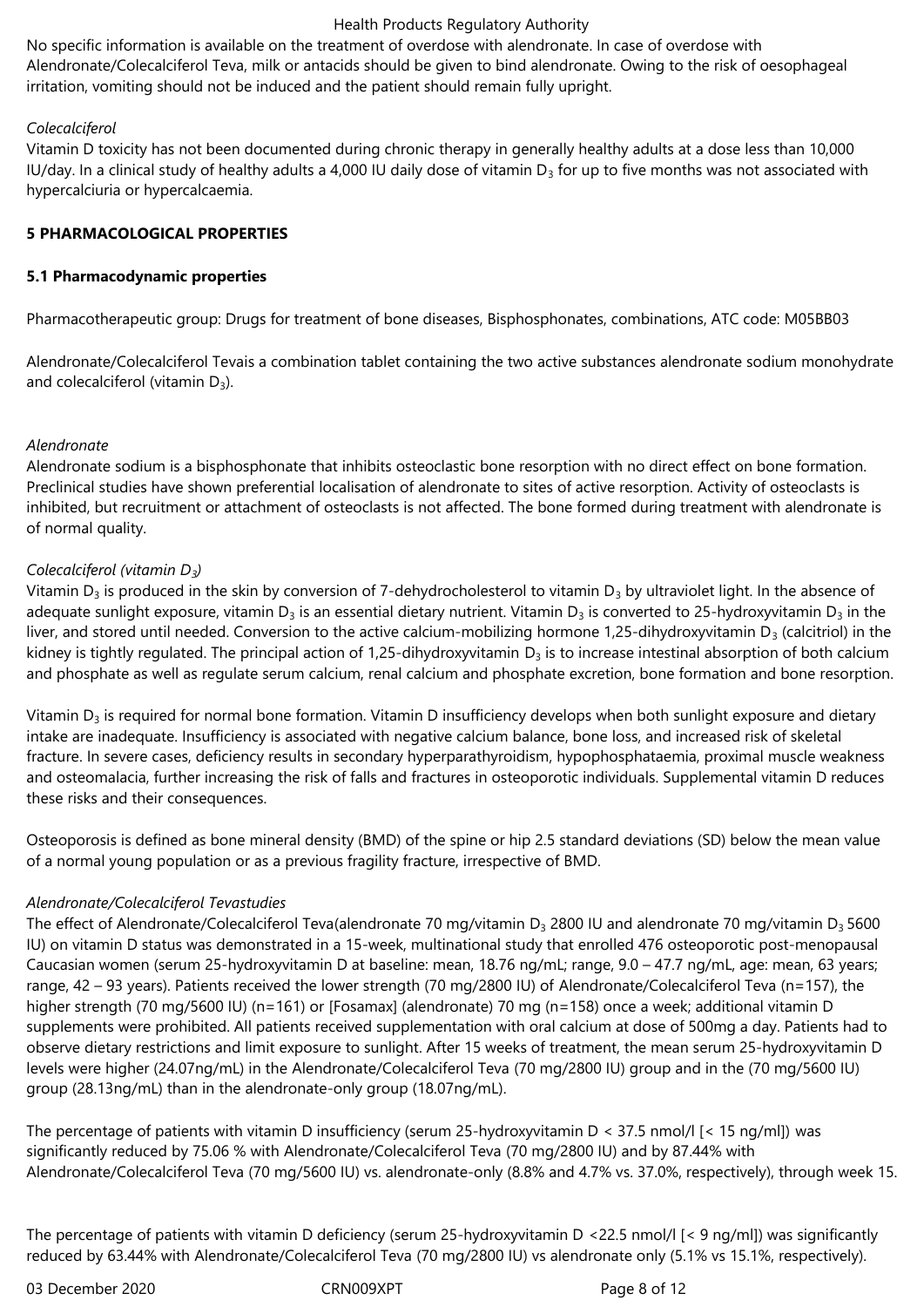No specific information is available on the treatment of overdose with alendronate. In case of overdose with Alendronate/Colecalciferol Teva, milk or antacids should be given to bind alendronate. Owing to the risk of oesophageal irritation, vomiting should not be induced and the patient should remain fully upright.

*Colecalciferol*

Vitamin D toxicity has not been documented during chronic therapy in generally healthy adults at a dose less than 10,000 IU/day. In a clinical study of healthy adults a 4,000 IU daily dose of vitamin $D_3$ for up to five months was not associated with hypercalciuria or hypercalcaemia.

## 5 PHARMACOLOGICAL PROPERTIES

### 5.1 Pharmacodynamic properties

Pharmacotherapeutic group: Drugs for treatment of bone diseases, Bisphosphonates, combinations, ATC code: M05BB03

Alendronate/Colecalciferol Tevais a combination tablet containing the two active substances alendronate sodium monohydrate and colecalciferol (vitamin $D_3$).

*Alendronate*

Alendronate sodium is a bisphosphonate that inhibits osteoclastic bone resorption with no direct effect on bone formation. Preclinical studies have shown preferential localisation of alendronate to sites of active resorption. Activity of osteoclasts is inhibited, but recruitment or attachment of osteoclasts is not affected. The bone formed during treatment with alendronate is of normal quality.

*Colecalciferol (vitamin $D_3$)*

Vitamin $D_3$ is produced in the skin by conversion of 7-dehydrocholesterol to vitamin $D_3$ by ultraviolet light. In the absence of adequate sunlight exposure, vitamin $D_3$ is an essential dietary nutrient. Vitamin $D_3$ is converted to 25-hydroxyvitamin $D_3$ in the liver, and stored until needed. Conversion to the active calcium-mobilizing hormone 1,25-dihydroxyvitamin $D_3$ (calcitriol) in the kidney is tightly regulated. The principal action of 1,25-dihydroxyvitamin $D_3$ is to increase intestinal absorption of both calcium and phosphate as well as regulate serum calcium, renal calcium and phosphate excretion, bone formation and bone resorption.

Vitamin $D_3$ is required for normal bone formation. Vitamin D insufficiency develops when both sunlight exposure and dietary intake are inadequate. Insufficiency is associated with negative calcium balance, bone loss, and increased risk of skeletal fracture. In severe cases, deficiency results in secondary hyperparathyroidism, hypophosphataemia, proximal muscle weakness and osteomalacia, further increasing the risk of falls and fractures in osteoporotic individuals. Supplemental vitamin D reduces these risks and their consequences.

Osteoporosis is defined as bone mineral density (BMD) of the spine or hip 2.5 standard deviations (SD) below the mean value of a normal young population or as a previous fragility fracture, irrespective of BMD.

*Alendronate/Colecalciferol Tevastudies*

The effect of Alendronate/Colecalciferol Teva(alendronate 70 mg/vitamin $D_3$ 2800 IU and alendronate 70 mg/vitamin $D_3$ 5600 IU) on vitamin D status was demonstrated in a 15-week, multinational study that enrolled 476 osteoporotic post-menopausal Caucasian women (serum 25-hydroxyvitamin D at baseline: mean, 18.76 ng/mL; range, 9.0 – 47.7 ng/mL, age: mean, 63 years; range, 42 – 93 years). Patients received the lower strength (70 mg/2800 IU) of Alendronate/Colecalciferol Teva (n=157), the higher strength (70 mg/5600 IU) (n=161) or [Fosamax] (alendronate) 70 mg (n=158) once a week; additional vitamin D supplements were prohibited. All patients received supplementation with oral calcium at dose of 500mg a day. Patients had to observe dietary restrictions and limit exposure to sunlight. After 15 weeks of treatment, the mean serum 25-hydroxyvitamin D levels were higher (24.07ng/mL) in the Alendronate/Colecalciferol Teva (70 mg/2800 IU) group and in the (70 mg/5600 IU) group (28.13ng/mL) than in the alendronate-only group (18.07ng/mL).

The percentage of patients with vitamin D insufficiency (serum 25-hydroxyvitamin D < 37.5 nmol/l [< 15 ng/ml]) was significantly reduced by 75.06 % with Alendronate/Colecalciferol Teva (70 mg/2800 IU) and by 87.44% with Alendronate/Colecalciferol Teva (70 mg/5600 IU) vs. alendronate-only (8.8% and 4.7% vs. 37.0%, respectively), through week 15.

The percentage of patients with vitamin D deficiency (serum 25-hydroxyvitamin D <22.5 nmol/l [< 9 ng/ml]) was significantly reduced by 63.44% with Alendronate/Colecalciferol Teva (70 mg/2800 IU) vs alendronate only (5.1% vs 15.1%, respectively).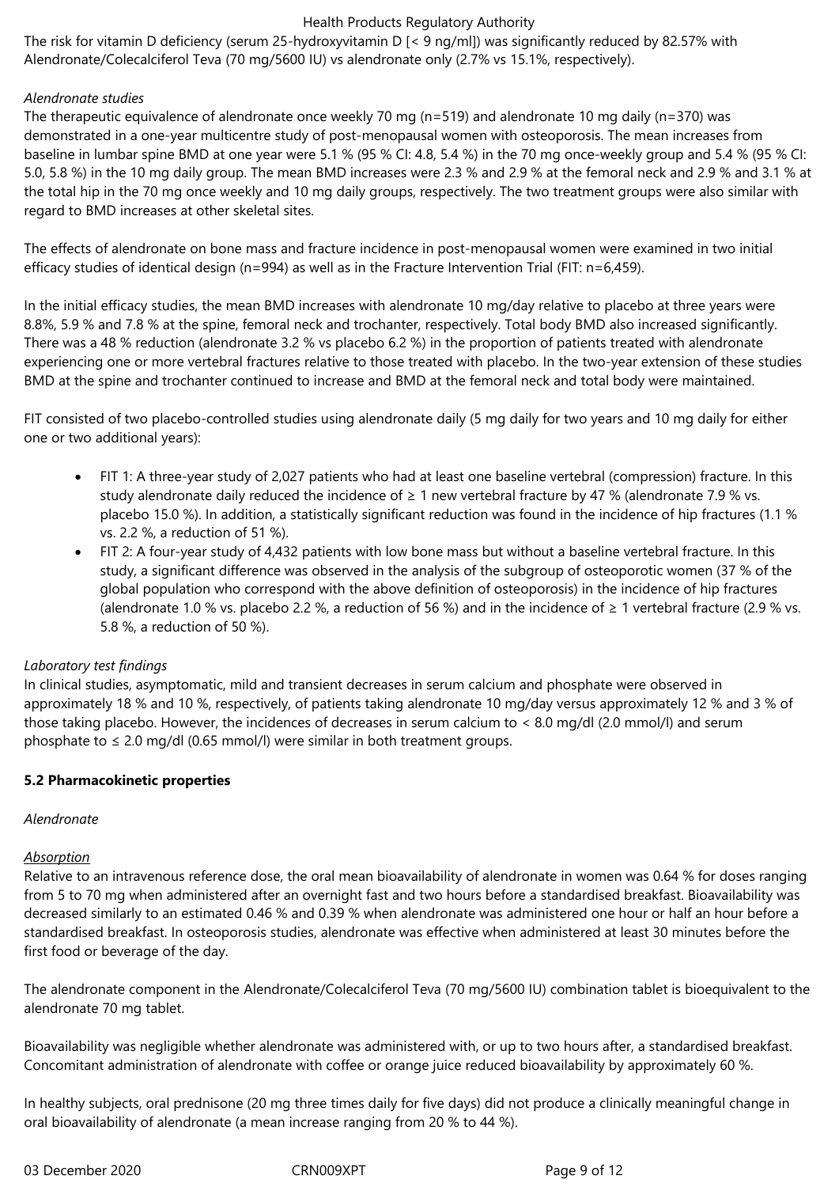The risk for vitamin D deficiency (serum 25-hydroxyvitamin D [< 9 ng/ml]) was significantly reduced by 82.57% with Alendronate/Colecalciferol Teva (70 mg/5600 IU) vs alendronate only (2.7% vs 15.1%, respectively).

*Alendronate studies*

The therapeutic equivalence of alendronate once weekly 70 mg (n=519) and alendronate 10 mg daily (n=370) was demonstrated in a one-year multicentre study of post-menopausal women with osteoporosis. The mean increases from baseline in lumbar spine BMD at one year were 5.1 % (95 % CI: 4.8, 5.4 %) in the 70 mg once-weekly group and 5.4 % (95 % CI: 5.0, 5.8 %) in the 10 mg daily group. The mean BMD increases were 2.3 % and 2.9 % at the femoral neck and 2.9 % and 3.1 % at the total hip in the 70 mg once weekly and 10 mg daily groups, respectively. The two treatment groups were also similar with regard to BMD increases at other skeletal sites.

The effects of alendronate on bone mass and fracture incidence in post-menopausal women were examined in two initial efficacy studies of identical design (n=994) as well as in the Fracture Intervention Trial (FIT: n=6,459).

In the initial efficacy studies, the mean BMD increases with alendronate 10 mg/day relative to placebo at three years were 8.8%, 5.9 % and 7.8 % at the spine, femoral neck and trochanter, respectively. Total body BMD also increased significantly. There was a 48 % reduction (alendronate 3.2 % vs placebo 6.2 %) in the proportion of patients treated with alendronate experiencing one or more vertebral fractures relative to those treated with placebo. In the two-year extension of these studies BMD at the spine and trochanter continued to increase and BMD at the femoral neck and total body were maintained.

FIT consisted of two placebo-controlled studies using alendronate daily (5 mg daily for two years and 10 mg daily for either one or two additional years):

- FIT 1: A three-year study of 2,027 patients who had at least one baseline vertebral (compression) fracture. In this study alendronate daily reduced the incidence of ≥ 1 new vertebral fracture by 47 % (alendronate 7.9 % vs. placebo 15.0 %). In addition, a statistically significant reduction was found in the incidence of hip fractures (1.1 % vs. 2.2 %, a reduction of 51 %).
- FIT 2: A four-year study of 4,432 patients with low bone mass but without a baseline vertebral fracture. In this study, a significant difference was observed in the analysis of the subgroup of osteoporotic women (37 % of the global population who correspond with the above definition of osteoporosis) in the incidence of hip fractures (alendronate 1.0 % vs. placebo 2.2 %, a reduction of 56 %) and in the incidence of ≥ 1 vertebral fracture (2.9 % vs. 5.8 %, a reduction of 50 %).

*Laboratory test findings*

In clinical studies, asymptomatic, mild and transient decreases in serum calcium and phosphate were observed in approximately 18 % and 10 %, respectively, of patients taking alendronate 10 mg/day versus approximately 12 % and 3 % of those taking placebo. However, the incidences of decreases in serum calcium to < 8.0 mg/dl (2.0 mmol/l) and serum phosphate to ≤ 2.0 mg/dl (0.65 mmol/l) were similar in both treatment groups.

**5.2 Pharmacokinetic properties**

*Alendronate*

*Absorption*

Relative to an intravenous reference dose, the oral mean bioavailability of alendronate in women was 0.64 % for doses ranging from 5 to 70 mg when administered after an overnight fast and two hours before a standardised breakfast. Bioavailability was decreased similarly to an estimated 0.46 % and 0.39 % when alendronate was administered one hour or half an hour before a standardised breakfast. In osteoporosis studies, alendronate was effective when administered at least 30 minutes before the first food or beverage of the day.

The alendronate component in the Alendronate/Colecalciferol Teva (70 mg/5600 IU) combination tablet is bioequivalent to the alendronate 70 mg tablet.

Bioavailability was negligible whether alendronate was administered with, or up to two hours after, a standardised breakfast. Concomitant administration of alendronate with coffee or orange juice reduced bioavailability by approximately 60 %.

In healthy subjects, oral prednisone (20 mg three times daily for five days) did not produce a clinically meaningful change in oral bioavailability of alendronate (a mean increase ranging from 20 % to 44 %).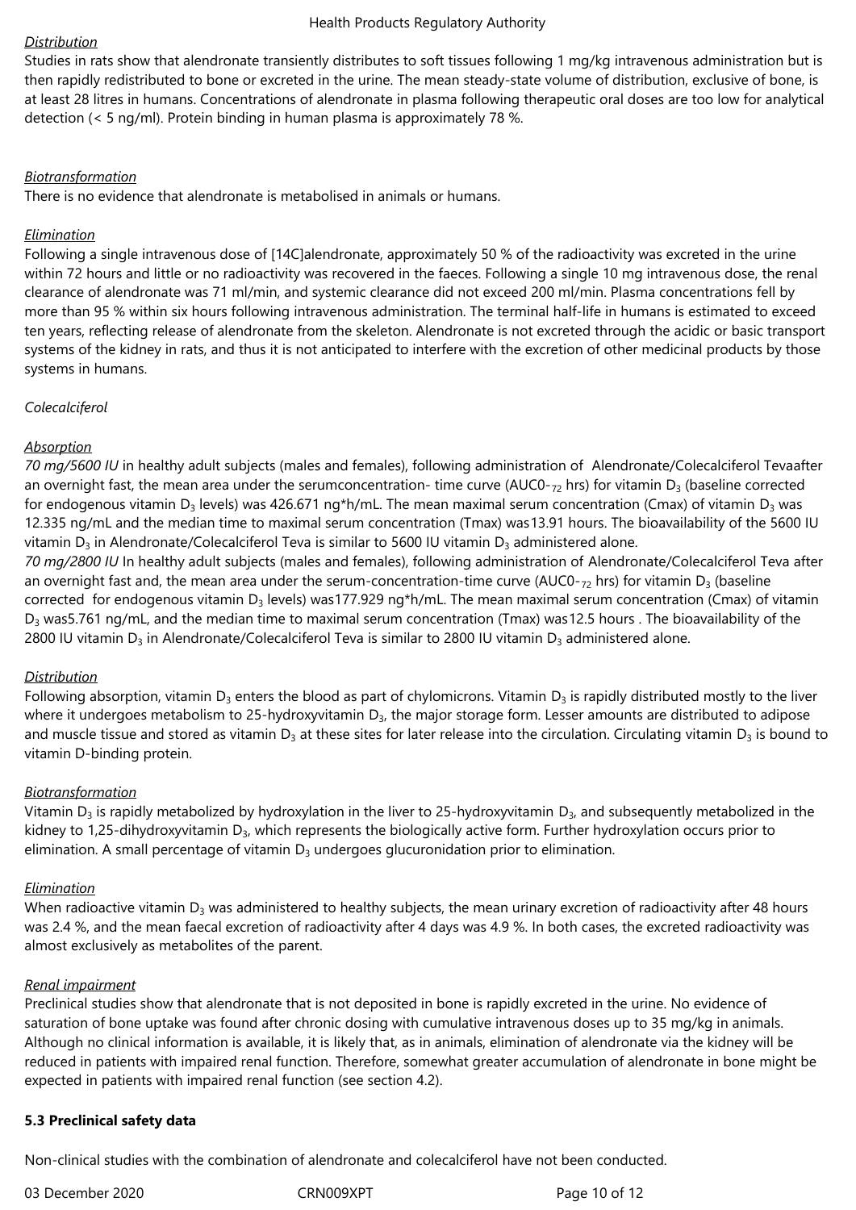*Distribution*

Studies in rats show that alendronate transiently distributes to soft tissues following 1 mg/kg intravenous administration but is then rapidly redistributed to bone or excreted in the urine. The mean steady-state volume of distribution, exclusive of bone, is at least 28 litres in humans. Concentrations of alendronate in plasma following therapeutic oral doses are too low for analytical detection (< 5 ng/ml). Protein binding in human plasma is approximately 78 %.

*Biotransformation*

There is no evidence that alendronate is metabolised in animals or humans.

*Elimination*

Following a single intravenous dose of [14C]alendronate, approximately 50 % of the radioactivity was excreted in the urine within 72 hours and little or no radioactivity was recovered in the faeces. Following a single 10 mg intravenous dose, the renal clearance of alendronate was 71 ml/min, and systemic clearance did not exceed 200 ml/min. Plasma concentrations fell by more than 95 % within six hours following intravenous administration. The terminal half-life in humans is estimated to exceed ten years, reflecting release of alendronate from the skeleton. Alendronate is not excreted through the acidic or basic transport systems of the kidney in rats, and thus it is not anticipated to interfere with the excretion of other medicinal products by those systems in humans.

*Colecalciferol*

*Absorption*

*70 mg/5600 IU* in healthy adult subjects (males and females), following administration of Alendronate/Colecalciferol Tevaafter an overnight fast, the mean area under the serumconcentration- time curve ($AUC0\text{-}_{72}$ hrs) for vitamin $D_3$ (baseline corrected for endogenous vitamin $D_3$ levels) was 426.671 ng*h/mL. The mean maximal serum concentration (Cmax) of vitamin $D_3$ was 12.335 ng/mL and the median time to maximal serum concentration (Tmax) was13.91 hours. The bioavailability of the 5600 IU vitamin $D_3$ in Alendronate/Colecalciferol Teva is similar to 5600 IU vitamin $D_3$ administered alone.

*70 mg/2800 IU* In healthy adult subjects (males and females), following administration of Alendronate/Colecalciferol Teva after an overnight fast and, the mean area under the serum-concentration-time curve ($AUC0\text{-}_{72}$ hrs) for vitamin $D_3$ (baseline corrected for endogenous vitamin $D_3$ levels) was177.929 ng*h/mL. The mean maximal serum concentration (Cmax) of vitamin $D_3$ was5.761 ng/mL, and the median time to maximal serum concentration (Tmax) was12.5 hours . The bioavailability of the 2800 IU vitamin $D_3$ in Alendronate/Colecalciferol Teva is similar to 2800 IU vitamin $D_3$ administered alone.

*Distribution*

Following absorption, vitamin $D_3$ enters the blood as part of chylomicrons. Vitamin $D_3$ is rapidly distributed mostly to the liver where it undergoes metabolism to 25-hydroxyvitamin $D_3$, the major storage form. Lesser amounts are distributed to adipose and muscle tissue and stored as vitamin $D_3$ at these sites for later release into the circulation. Circulating vitamin $D_3$ is bound to vitamin D-binding protein.

*Biotransformation*

Vitamin $D_3$ is rapidly metabolized by hydroxylation in the liver to 25-hydroxyvitamin $D_3$, and subsequently metabolized in the kidney to 1,25-dihydroxyvitamin $D_3$, which represents the biologically active form. Further hydroxylation occurs prior to elimination. A small percentage of vitamin $D_3$ undergoes glucuronidation prior to elimination.

*Elimination*

When radioactive vitamin $D_3$ was administered to healthy subjects, the mean urinary excretion of radioactivity after 48 hours was 2.4 %, and the mean faecal excretion of radioactivity after 4 days was 4.9 %. In both cases, the excreted radioactivity was almost exclusively as metabolites of the parent.

*Renal impairment*

Preclinical studies show that alendronate that is not deposited in bone is rapidly excreted in the urine. No evidence of saturation of bone uptake was found after chronic dosing with cumulative intravenous doses up to 35 mg/kg in animals. Although no clinical information is available, it is likely that, as in animals, elimination of alendronate via the kidney will be reduced in patients with impaired renal function. Therefore, somewhat greater accumulation of alendronate in bone might be expected in patients with impaired renal function (see section 4.2).

**5.3 Preclinical safety data**

Non-clinical studies with the combination of alendronate and colecalciferol have not been conducted.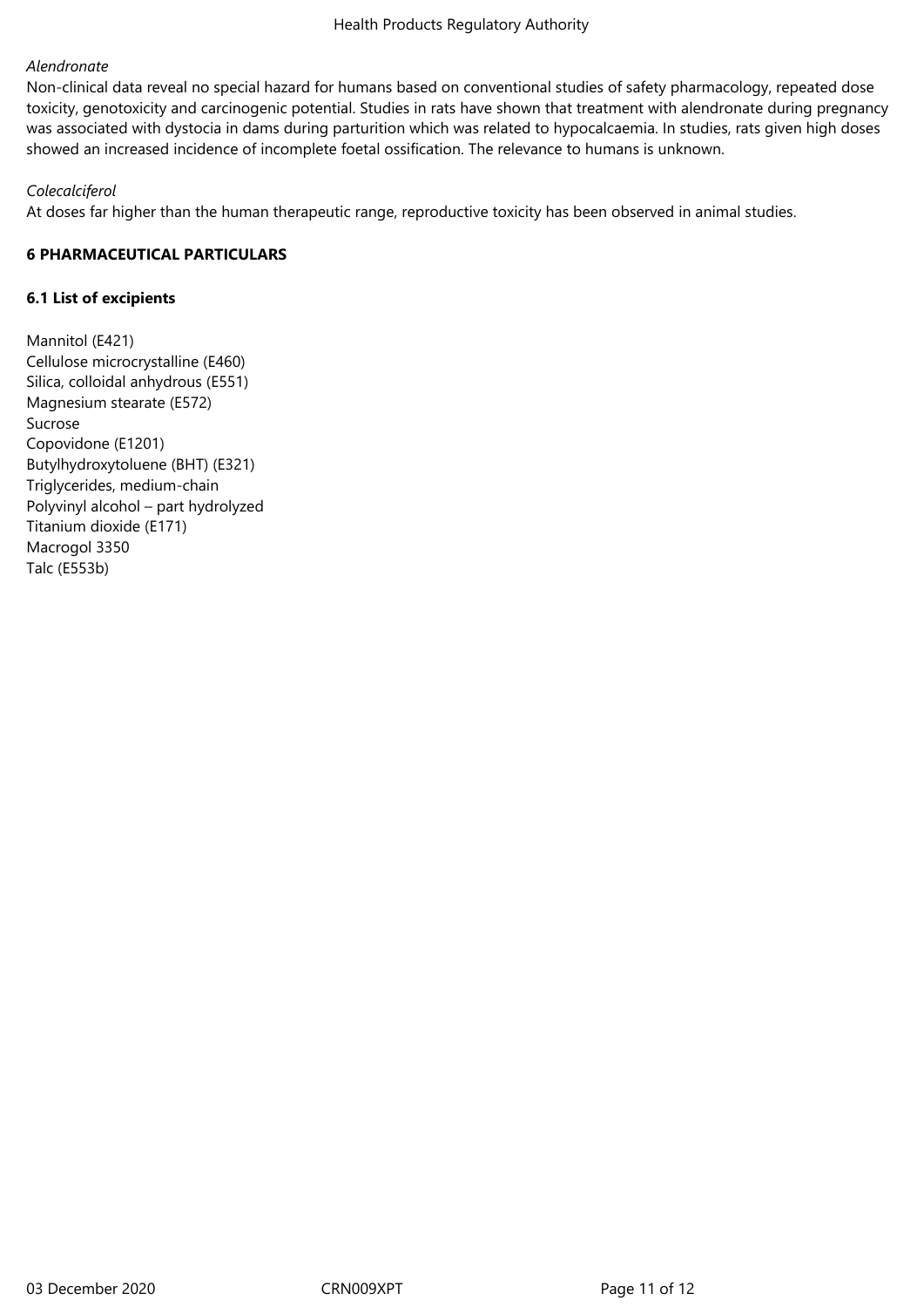*Alendronate*

Non-clinical data reveal no special hazard for humans based on conventional studies of safety pharmacology, repeated dose toxicity, genotoxicity and carcinogenic potential. Studies in rats have shown that treatment with alendronate during pregnancy was associated with dystocia in dams during parturition which was related to hypocalcaemia. In studies, rats given high doses showed an increased incidence of incomplete foetal ossification. The relevance to humans is unknown.

*Colecalciferol*

At doses far higher than the human therapeutic range, reproductive toxicity has been observed in animal studies.

## 6 PHARMACEUTICAL PARTICULARS

### 6.1 List of excipients

Mannitol (E421)
Cellulose microcrystalline (E460)
Silica, colloidal anhydrous (E551)
Magnesium stearate (E572)
Sucrose
Copovidone (E1201)
Butylhydroxytoluene (BHT) (E321)
Triglycerides, medium-chain
Polyvinyl alcohol – part hydrolyzed
Titanium dioxide (E171)
Macrogol 3350
Talc (E553b)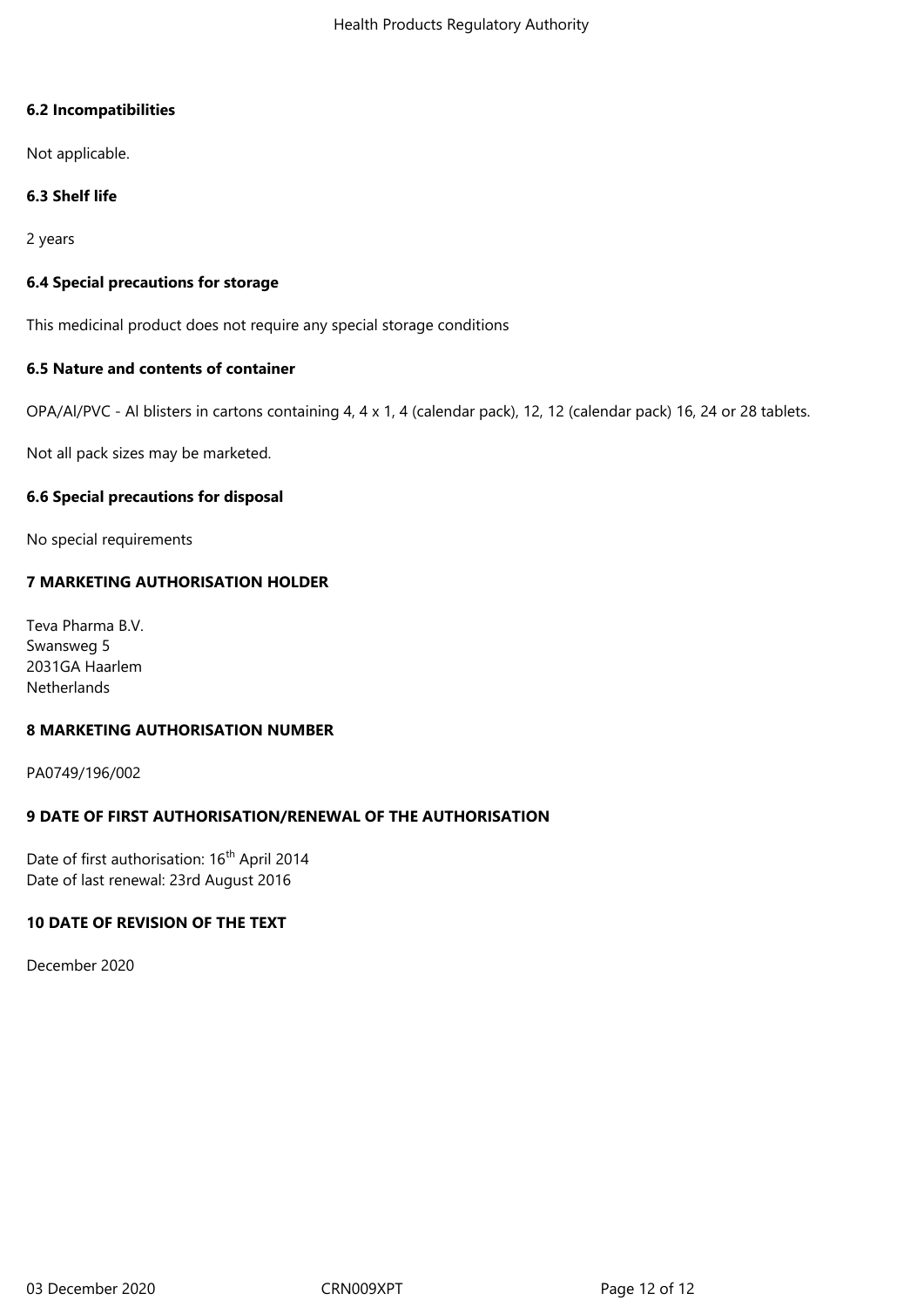### 6.2 Incompatibilities

Not applicable.

### 6.3 Shelf life

2 years

### 6.4 Special precautions for storage

This medicinal product does not require any special storage conditions

### 6.5 Nature and contents of container

OPA/Al/PVC - Al blisters in cartons containing 4, 4 x 1, 4 (calendar pack), 12, 12 (calendar pack) 16, 24 or 28 tablets.

Not all pack sizes may be marketed.

### 6.6 Special precautions for disposal

No special requirements

## 7 MARKETING AUTHORISATION HOLDER

Teva Pharma B.V.
Swansweg 5
2031GA Haarlem
Netherlands

## 8 MARKETING AUTHORISATION NUMBER

PA0749/196/002

## 9 DATE OF FIRST AUTHORISATION/RENEWAL OF THE AUTHORISATION

Date of first authorisation: 16th April 2014
Date of last renewal: 23rd August 2016

## 10 DATE OF REVISION OF THE TEXT

December 2020